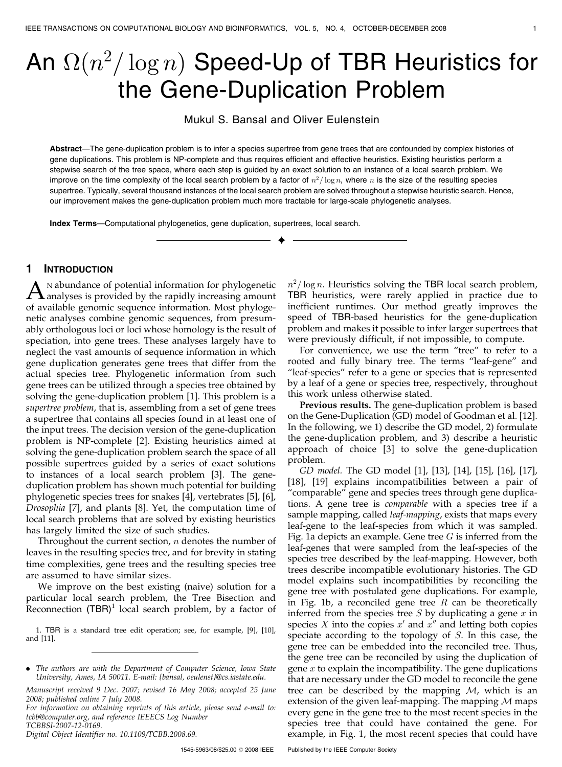# An $\Omega(n^2/\log n)$ Speed-Up of TBR Heuristics for the Gene-Duplication Problem

Mukul S. Bansal and Oliver Eulenstein

**Abstract**—The gene-duplication problem is to infer a species supertree from gene trees that are confounded by complex histories of gene duplications. This problem is NP-complete and thus requires efficient and effective heuristics. Existing heuristics perform a stepwise search of the tree space, where each step is guided by an exact solution to an instance of a local search problem. We improve on the time complexity of the local search problem by a factor of $n^2/\log n$, where $n$ is the size of the resulting species supertree. Typically, several thousand instances of the local search problem are solved throughout a stepwise heuristic search. Hence, our improvement makes the gene-duplication problem much more tractable for large-scale phylogenetic analyses.

**Index Terms**—Computational phylogenetics, gene duplication, supertrees, local search.

## 1 Introduction

An abundance of potential information for phylogenetic analyses is provided by the rapidly increasing amount of available genomic sequence information. Most phylogenetic analyses combine genomic sequences, from presumably orthologous loci or loci whose homology is the result of speciation, into gene trees. These analyses largely have to neglect the vast amounts of sequence information in which gene duplication generates gene trees that differ from the actual species tree. Phylogenetic information from such gene trees can be utilized through a species tree obtained by solving the gene-duplication problem [1]. This problem is a *supertree problem*, that is, assembling from a set of gene trees a supertree that contains all species found in at least one of the input trees. The decision version of the gene-duplication problem is NP-complete [2]. Existing heuristics aimed at solving the gene-duplication problem search the space of all possible supertrees guided by a series of exact solutions to instances of a local search problem [3]. The gene-duplication problem has shown much potential for building phylogenetic species trees for snakes [4], vertebrates [5], [6], *Drosophia* [7], and plants [8]. Yet, the computation time of local search problems that are solved by existing heuristics has largely limited the size of such studies.

Throughout the current section, $n$ denotes the number of leaves in the resulting species tree, and for brevity in stating time complexities, gene trees and the resulting species tree are assumed to have similar sizes.

We improve on the best existing (naive) solution for a particular local search problem, the Tree Bisection and Reconnection (TBR)[1] local search problem, by a factor of $n^2/\log n$. Heuristics solving the TBR local search problem, TBR heuristics, were rarely applied in practice due to inefficient runtimes. Our method greatly improves the speed of TBR-based heuristics for the gene-duplication problem and makes it possible to infer larger supertrees that were previously difficult, if not impossible, to compute.

For convenience, we use the term "tree" to refer to a rooted and fully binary tree. The terms "leaf-gene" and "leaf-species" refer to a gene or species that is represented by a leaf of a gene or species tree, respectively, throughout this work unless otherwise stated.

**Previous results.** The gene-duplication problem is based on the Gene-Duplication (GD) model of Goodman et al. [12]. In the following, we 1) describe the GD model, 2) formulate the gene-duplication problem, and 3) describe a heuristic approach of choice [3] to solve the gene-duplication problem.

*GD model.* The GD model [1], [13], [14], [15], [16], [17], [18], [19] explains incompatibilities between a pair of "comparable" gene and species trees through gene duplications. A gene tree is *comparable* with a species tree if a sample mapping, called *leaf-mapping*, exists that maps every leaf-gene to the leaf-species from which it was sampled. Fig. 1a depicts an example. Gene tree $G$ is inferred from the leaf-genes that were sampled from the leaf-species of the species tree described by the leaf-mapping. However, both trees describe incompatible evolutionary histories. The GD model explains such incompatibilities by reconciling the gene tree with postulated gene duplications. For example, in Fig. 1b, a reconciled gene tree $R$ can be theoretically inferred from the species tree $S$ by duplicating a gene $x$ in species $X$ into the copies $x'$ and $x''$ and letting both copies speciate according to the topology of $S$. In this case, the gene tree can be embedded into the reconciled tree. Thus, the gene tree can be reconciled by using the duplication of gene $x$ to explain the incompatibility. The gene duplications that are necessary under the GD model to reconcile the gene tree can be described by the mapping $\mathcal{M}$, which is an extension of the given leaf-mapping. The mapping $\mathcal{M}$ maps every gene in the gene tree to the most recent species in the species tree that could have contained the gene. For example, in Fig. 1, the most recent species that could have

1. TBR is a standard tree edit operation; see, for example, [9], [10], and [11].

- The authors are with the Department of Computer Science, Iowa State University, Ames, IA 50011. E-mail: {bansal, oeulenst}@cs.iastate.edu.

*Manuscript received 9 Dec. 2007; revised 16 May 2008; accepted 25 June 2008; published online 7 July 2008.*
*For information on obtaining reprints of this article, please send e-mail to: tcbb@computer.org, and reference IEEECS Log Number TCBBSI-2007-12-0169.*
*Digital Object Identifier no. 10.1109/TCBB.2008.69.*

1545-5963/08/$25.00 © 2008 IEEE Published by the IEEE Computer Society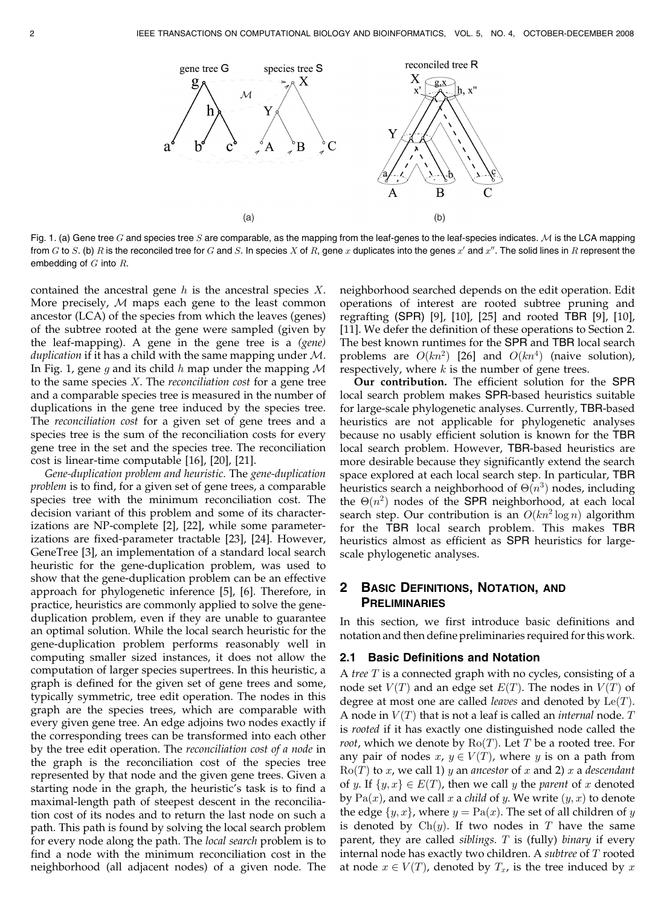Fig. 1. (a) Gene tree $G$ and species tree $S$ are comparable, as the mapping from the leaf-genes to the leaf-species indicates. $\mathcal{M}$ is the LCA mapping from $G$ to $S$. (b) $R$ is the reconciled tree for $G$ and $S$. In species $X$ of $R$, gene $x$ duplicates into the genes $x'$ and $x''$. The solid lines in $R$ represent the embedding of $G$ into $R$.

contained the ancestral gene $h$ is the ancestral species $X$. More precisely, $\mathcal{M}$ maps each gene to the least common ancestor (LCA) of the species from which the leaves (genes) of the subtree rooted at the gene were sampled (given by the leaf-mapping). A gene in the gene tree is a *(gene) duplication* if it has a child with the same mapping under $\mathcal{M}$. In Fig. 1, gene $g$ and its child $h$ map under the mapping $\mathcal{M}$ to the same species $X$. The *reconciliation cost* for a gene tree and a comparable species tree is measured in the number of duplications in the gene tree induced by the species tree. The *reconciliation cost* for a given set of gene trees and a species tree is the sum of the reconciliation costs for every gene tree in the set and the species tree. The reconciliation cost is linear-time computable [16], [20], [21].

*Gene-duplication problem and heuristic.* The *gene-duplication problem* is to find, for a given set of gene trees, a comparable species tree with the minimum reconciliation cost. The decision variant of this problem and some of its characterizations are NP-complete [2], [22], while some parameterizations are fixed-parameter tractable [23], [24]. However, GeneTree [3], an implementation of a standard local search heuristic for the gene-duplication problem, was used to show that the gene-duplication problem can be an effective approach for phylogenetic inference [5], [6]. Therefore, in practice, heuristics are commonly applied to solve the gene-duplication problem, even if they are unable to guarantee an optimal solution. While the local search heuristic for the gene-duplication problem performs reasonably well in computing smaller sized instances, it does not allow the computation of larger species supertrees. In this heuristic, a graph is defined for the given set of gene trees and some, typically symmetric, tree edit operation. The nodes in this graph are the species trees, which are comparable with every given gene tree. An edge adjoins two nodes exactly if the corresponding trees can be transformed into each other by the tree edit operation. The *reconciliation cost of a node* in the graph is the reconciliation cost of the species tree represented by that node and the given gene trees. Given a starting node in the graph, the heuristic's task is to find a maximal-length path of steepest descent in the reconciliation cost of its nodes and to return the last node on such a path. This path is found by solving the local search problem for every node along the path. The *local search* problem is to find a node with the minimum reconciliation cost in the neighborhood (all adjacent nodes) of a given node. The neighborhood searched depends on the edit operation. Edit operations of interest are rooted subtree pruning and regrafting (SPR) [9], [10], [25] and rooted TBR [9], [10], [11]. We defer the definition of these operations to Section 2. The best known runtimes for the SPR and TBR local search problems are $O(kn^2)$ [26] and $O(kn^4)$ (naive solution), respectively, where $k$ is the number of gene trees.

**Our contribution.** The efficient solution for the SPR local search problem makes SPR-based heuristics suitable for large-scale phylogenetic analyses. Currently, TBR-based heuristics are not applicable for phylogenetic analyses because no usably efficient solution is known for the TBR local search problem. However, TBR-based heuristics are more desirable because they significantly extend the search space explored at each local search step. In particular, TBR heuristics search a neighborhood of $\Theta(n^3)$ nodes, including the $\Theta(n^2)$ nodes of the SPR neighborhood, at each local search step. Our contribution is an $O(kn^2 \log n)$ algorithm for the TBR local search problem. This makes TBR heuristics almost as efficient as SPR heuristics for large-scale phylogenetic analyses.

## 2 Basic Definitions, Notation, and Preliminaries

In this section, we first introduce basic definitions and notation and then define preliminaries required for this work.

### 2.1 Basic Definitions and Notation

A *tree* $T$ is a connected graph with no cycles, consisting of a node set $V(T)$ and an edge set $E(T)$. The nodes in $V(T)$ of degree at most one are called *leaves* and denoted by $\mathrm{Le}(T)$. A node in $V(T)$ that is not a leaf is called an *internal* node. $T$ is *rooted* if it has exactly one distinguished node called the *root*, which we denote by $\mathrm{Ro}(T)$. Let $T$ be a rooted tree. For any pair of nodes $x, y \in V(T)$, where $y$ is on a path from $\mathrm{Ro}(T)$ to $x$, we call 1) $y$ an *ancestor* of $x$ and 2) $x$ a *descendant* of $y$. If $\{y, x\} \in E(T)$, then we call $y$ the *parent* of $x$ denoted by $\mathrm{Pa}(x)$, and we call $x$ a *child* of $y$. We write $(y, x)$ to denote the edge $\{y, x\}$, where $y = \mathrm{Pa}(x)$. The set of all children of $y$ is denoted by $\mathrm{Ch}(y)$. If two nodes in $T$ have the same parent, they are called *siblings*. $T$ is (fully) *binary* if every internal node has exactly two children. A *subtree* of $T$ rooted at node $x \in V(T)$, denoted by $T_x$, is the tree induced by $x$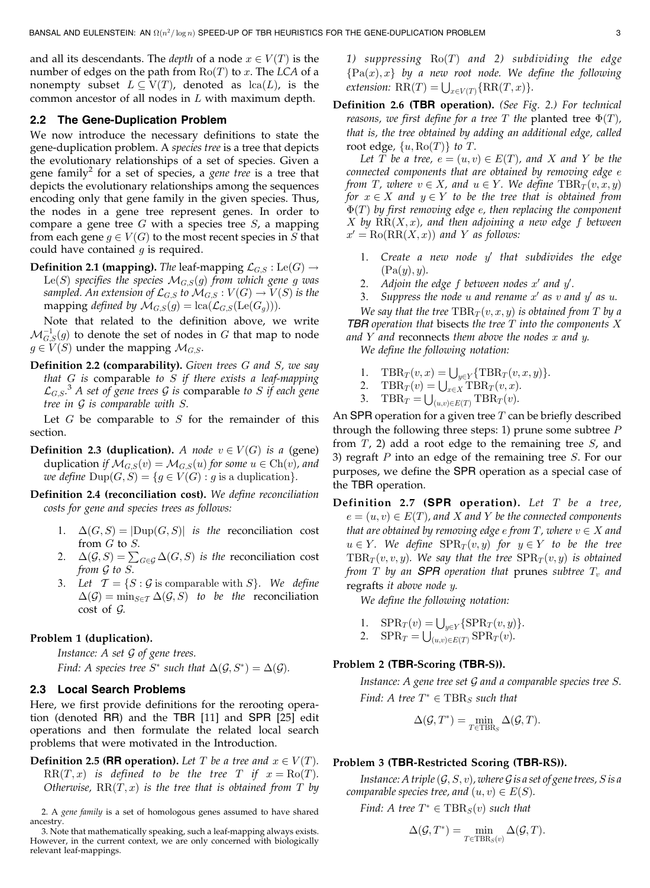and all its descendants. The *depth* of a node $x \in V(T)$ is the number of edges on the path from $\mathrm{Ro}(T)$ to $x$. The *LCA* of a nonempty subset $L \subseteq \mathrm{V}(T)$, denoted as $\mathrm{lca}(L)$, is the common ancestor of all nodes in $L$ with maximum depth.

## 2.2 The Gene-Duplication Problem

We now introduce the necessary definitions to state the gene-duplication problem. A *species tree* is a tree that depicts the evolutionary relationships of a set of species. Given a gene family[2] for a set of species, a *gene tree* is a tree that depicts the evolutionary relationships among the sequences encoding only that gene family in the given species. Thus, the nodes in a gene tree represent genes. In order to compare a gene tree $G$ with a species tree $S$, a mapping from each gene $g \in V(G)$ to the most recent species in $S$ that could have contained $g$ is required.

**Definition 2.1 (mapping).** *The* leaf-mapping $\mathcal{L}_{G,S} : \mathrm{Le}(G) \to \mathrm{Le}(S)$ *specifies the species* $\mathcal{M}_{G,S}(g)$ *from which gene* $g$ *was sampled. An extension of* $\mathcal{L}_{G,S}$ *to* $\mathcal{M}_{G,S} : V(G) \to V(S)$ *is the* mapping *defined by* $\mathcal{M}_{G,S}(g) = \mathrm{lca}(\mathcal{L}_{G,S}(\mathrm{Le}(G_g)))$.

Note that related to the definition above, we write $\mathcal{M}^{-1}_{G,S}(g)$ to denote the set of nodes in $G$ that map to node $g \in V(S)$ under the mapping $\mathcal{M}_{G,S}$.

**Definition 2.2 (comparability).** *Given trees* $G$ *and* $S$*, we say that* $G$ *is* comparable *to* $S$ *if there exists a leaf-mapping* $\mathcal{L}_{G,S}$.[3] *A set of gene trees* $\mathcal{G}$ *is* comparable *to* $S$ *if each gene tree in* $\mathcal{G}$ *is comparable with* $S$.

Let $G$ be comparable to $S$ for the remainder of this section.

**Definition 2.3 (duplication).** *A node* $v \in V(G)$ *is a* (gene) duplication *if* $\mathcal{M}_{G,S}(v) = \mathcal{M}_{G,S}(u)$ *for some* $u \in \mathrm{Ch}(v)$*, and we define* $\mathrm{Dup}(G,S) = \{g \in V(G) : g \text{ is a duplication}\}$.

**Definition 2.4 (reconciliation cost).** *We define reconciliation costs for gene and species trees as follows:*

1. $\Delta(G,S) = |\mathrm{Dup}(G,S)|$ *is the* reconciliation cost from $G$ to $S$.
2. $\Delta(\mathcal{G},S) = \sum_{G\in\mathcal{G}} \Delta(G,S)$ *is the* reconciliation cost *from* $\mathcal{G}$ *to* $S$.
3. *Let* $\mathcal{T} = \{S : \mathcal{G} \text{ is comparable with } S\}$. *We define* $\Delta(\mathcal{G}) = \min_{S\in\mathcal{T}} \Delta(\mathcal{G},S)$ *to be the* reconciliation cost *of* $\mathcal{G}$.

**Problem 1 (duplication).**

*Instance: A set* $\mathcal{G}$ *of gene trees.*

*Find: A species tree* $S^*$ *such that* $\Delta(\mathcal{G},S^*) = \Delta(\mathcal{G})$.

## 2.3 Local Search Problems

Here, we first provide definitions for the rerooting operation (denoted RR) and the TBR [11] and SPR [25] edit operations and then formulate the related local search problems that were motivated in the Introduction.

**Definition 2.5 (RR operation).** *Let* $T$ *be a tree and* $x \in V(T)$. $\mathrm{RR}(T,x)$ *is defined to be the tree* $T$ *if* $x = \mathrm{Ro}(T)$. *Otherwise,* $\mathrm{RR}(T,x)$ *is the tree that is obtained from* $T$ *by 1) suppressing* $\mathrm{Ro}(T)$ *and 2) subdividing the edge* $\{\mathrm{Pa}(x), x\}$ *by a new root node. We define the following extension:* $\mathrm{RR}(T) = \bigcup_{x\in V(T)}\{\mathrm{RR}(T,x)\}$.

**Definition 2.6 (TBR operation).** *(See Fig. 2.) For technical reasons, we first define for a tree* $T$ *the* planted tree $\Phi(T)$*, that is, the tree obtained by adding an additional edge, called* root edge, $\{u, \mathrm{Ro}(T)\}$ *to* $T$.

*Let* $T$ *be a tree,* $e = (u,v) \in E(T)$*, and* $X$ *and* $Y$ *be the connected components that are obtained by removing edge* $e$ *from* $T$*, where* $v \in X$*, and* $u \in Y$*. We define* $\mathrm{TBR}_T(v,x,y)$ *for* $x \in X$ *and* $y \in Y$ *to be the tree that is obtained from* $\Phi(T)$ *by first removing edge* $e$*, then replacing the component* $X$ *by* $\mathrm{RR}(X,x)$*, and then adjoining a new edge* $f$ *between* $x' = \mathrm{Ro}(\mathrm{RR}(X,x))$ *and* $Y$ *as follows:*

1. *Create a new node* $y'$ *that subdivides the edge* $(\mathrm{Pa}(y), y)$.
2. *Adjoin the edge* $f$ *between nodes* $x'$ *and* $y'$.
3. *Suppress the node* $u$ *and rename* $x'$ *as* $v$ *and* $y'$ *as* $u$.

*We say that the tree* $\mathrm{TBR}_T(v,x,y)$ *is obtained from* $T$ *by a* ***TBR*** *operation that* bisects *the tree* $T$ *into the components* $X$ *and* $Y$ *and* reconnects *them above the nodes* $x$ *and* $y$.

*We define the following notation:*

1. $\mathrm{TBR}_T(v,x) = \bigcup_{y\in Y}\{\mathrm{TBR}_T(v,x,y)\}$.
2. $\mathrm{TBR}_T(v) = \bigcup_{x\in X}\mathrm{TBR}_T(v,x)$.
3. $\mathrm{TBR}_T = \bigcup_{(u,v)\in E(T)}\mathrm{TBR}_T(v)$.

An SPR operation for a given tree $T$ can be briefly described through the following three steps: 1) prune some subtree $P$ from $T$, 2) add a root edge to the remaining tree $S$, and 3) regraft $P$ into an edge of the remaining tree $S$. For our purposes, we define the SPR operation as a special case of the TBR operation.

**Definition 2.7 (SPR operation).** *Let* $T$ *be a tree,* $e = (u,v) \in E(T)$*, and* $X$ *and* $Y$ *be the connected components that are obtained by removing edge* $e$ *from* $T$*, where* $v \in X$ *and* $u \in Y$*. We define* $\mathrm{SPR}_T(v,y)$ *for* $y \in Y$ *to be the tree* $\mathrm{TBR}_T(v,v,y)$*. We say that the tree* $\mathrm{SPR}_T(v,y)$ *is obtained from* $T$ *by an* ***SPR*** *operation that* prunes *subtree* $T_v$ *and* regrafts *it above node* $y$.

*We define the following notation:*

1. $\mathrm{SPR}_T(v) = \bigcup_{y\in Y}\{\mathrm{SPR}_T(v,y)\}$.
2. $\mathrm{SPR}_T = \bigcup_{(u,v)\in E(T)}\mathrm{SPR}_T(v)$.

**Problem 2 (TBR-Scoring (TBR-S)).**

*Instance: A gene tree set* $\mathcal{G}$ *and a comparable species tree* $S$.

*Find: A tree* $T^* \in \mathrm{TBR}_S$ *such that*

$$\Delta(\mathcal{G},T^*) = \min_{T\in\mathrm{TBR}_S}\Delta(\mathcal{G},T).$$

**Problem 3 (TBR-Restricted Scoring (TBR-RS)).**

*Instance: A triple* $(\mathcal{G},S,v)$*, where* $\mathcal{G}$ *is a set of gene trees,* $S$ *is a comparable species tree, and* $(u,v) \in E(S)$.

*Find: A tree* $T^* \in \mathrm{TBR}_S(v)$ *such that*

$$\Delta(\mathcal{G},T^*) = \min_{T\in\mathrm{TBR}_S(v)}\Delta(\mathcal{G},T).$$

---

2. A *gene family* is a set of homologous genes assumed to have shared ancestry.

3. Note that mathematically speaking, such a leaf-mapping always exists. However, in the current context, we are only concerned with biologically relevant leaf-mappings.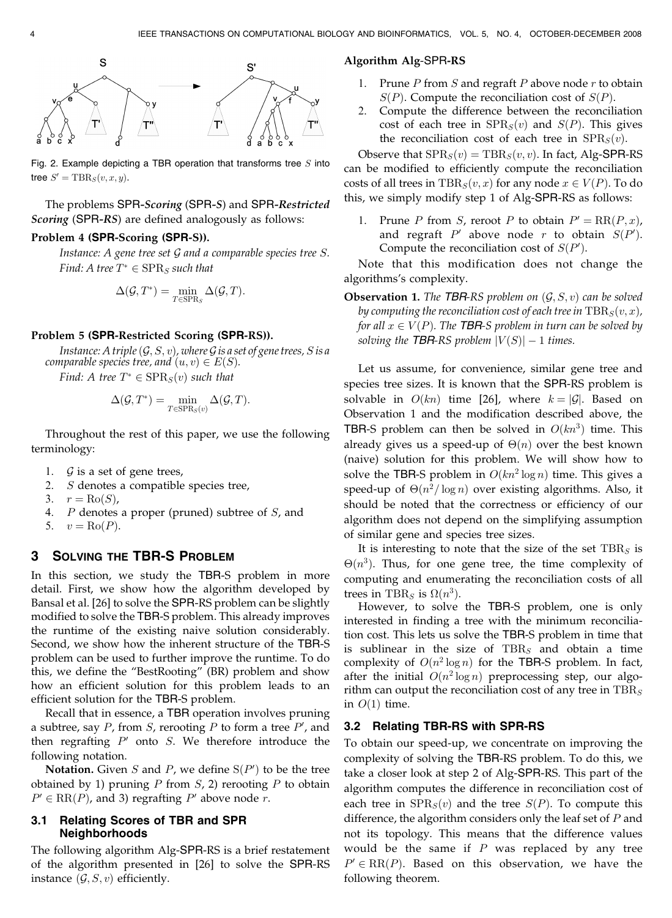Fig. 2. Example depicting a TBR operation that transforms tree $S$ into tree $S' = \mathrm{TBR}_S(v, x, y)$.

The problems SPR-*Scoring* (SPR-*S*) and SPR-*Restricted Scoring* (SPR-*RS*) are defined analogously as follows:

**Problem 4 (SPR-Scoring (SPR-S)).**

*Instance: A gene tree set $\mathcal{G}$ and a comparable species tree $S$.*

*Find: A tree $T^* \in \mathrm{SPR}_S$ such that*

$$\Delta(\mathcal{G}, T^*) = \min_{T \in \mathrm{SPR}_S} \Delta(\mathcal{G}, T).$$

**Problem 5 (SPR-Restricted Scoring (SPR-RS)).**

*Instance: A triple $(\mathcal{G}, S, v)$, where $\mathcal{G}$ is a set of gene trees, $S$ is a comparable species tree, and $(u, v) \in E(S)$.*

*Find: A tree $T^* \in \mathrm{SPR}_S(v)$ such that*

$$\Delta(\mathcal{G}, T^*) = \min_{T \in \mathrm{SPR}_S(v)} \Delta(\mathcal{G}, T).$$

Throughout the rest of this paper, we use the following terminology:

1. $\mathcal{G}$ is a set of gene trees,
2. $S$ denotes a compatible species tree,
3. $r = \mathrm{Ro}(S)$,
4. $P$ denotes a proper (pruned) subtree of $S$, and
5. $v = \mathrm{Ro}(P)$.

## 3 Solving the TBR-S Problem

In this section, we study the TBR-S problem in more detail. First, we show how the algorithm developed by Bansal et al. [26] to solve the SPR-RS problem can be slightly modified to solve the TBR-S problem. This already improves the runtime of the existing naive solution considerably. Second, we show how the inherent structure of the TBR-S problem can be used to further improve the runtime. To do this, we define the "BestRooting" (BR) problem and show how an efficient solution for this problem leads to an efficient solution for the TBR-S problem.

Recall that in essence, a TBR operation involves pruning a subtree, say $P$, from $S$, rerooting $P$ to form a tree $P'$, and then regrafting $P'$ onto $S$. We therefore introduce the following notation.

**Notation.** Given $S$ and $P$, we define $\mathrm{S}(P')$ to be the tree obtained by 1) pruning $P$ from $S$, 2) rerooting $P$ to obtain $P' \in \mathrm{RR}(P)$, and 3) regrafting $P'$ above node $r$.

### 3.1 Relating Scores of TBR and SPR Neighborhoods

The following algorithm Alg-SPR-RS is a brief restatement of the algorithm presented in [26] to solve the SPR-RS instance $(\mathcal{G}, S, v)$ efficiently.

**Algorithm Alg-SPR-RS**

1. Prune $P$ from $S$ and regraft $P$ above node $r$ to obtain $S(P)$. Compute the reconciliation cost of $S(P)$.
2. Compute the difference between the reconciliation cost of each tree in $\mathrm{SPR}_S(v)$ and $S(P)$. This gives the reconciliation cost of each tree in $\mathrm{SPR}_S(v)$.

Observe that $\mathrm{SPR}_S(v) = \mathrm{TBR}_S(v, v)$. In fact, Alg-SPR-RS can be modified to efficiently compute the reconciliation costs of all trees in $\mathrm{TBR}_S(v, x)$ for any node $x \in V(P)$. To do this, we simply modify step 1 of Alg-SPR-RS as follows:

1. Prune $P$ from $S$, reroot $P$ to obtain $P' = \mathrm{RR}(P, x)$, and regraft $P'$ above node $r$ to obtain $S(P')$. Compute the reconciliation cost of $S(P')$.

Note that this modification does not change the algorithms's complexity.

**Observation 1.** *The TBR-RS problem on $(\mathcal{G}, S, v)$ can be solved by computing the reconciliation cost of each tree in $\mathrm{TBR}_S(v, x)$, for all $x \in V(P)$. The TBR-S problem in turn can be solved by solving the TBR-RS problem $|V(S)| - 1$ times.*

Let us assume, for convenience, similar gene tree and species tree sizes. It is known that the SPR-RS problem is solvable in $O(kn)$ time [26], where $k = |\mathcal{G}|$. Based on Observation 1 and the modification described above, the TBR-S problem can then be solved in $O(kn^3)$ time. This already gives us a speed-up of $\Theta(n)$ over the best known (naive) solution for this problem. We will show how to solve the TBR-S problem in $O(kn^2 \log n)$ time. This gives a speed-up of $\Theta(n^2/\log n)$ over existing algorithms. Also, it should be noted that the correctness or efficiency of our algorithm does not depend on the simplifying assumption of similar gene and species tree sizes.

It is interesting to note that the size of the set $\mathrm{TBR}_S$ is $\Theta(n^3)$. Thus, for one gene tree, the time complexity of computing and enumerating the reconciliation costs of all trees in $\mathrm{TBR}_S$ is $\Omega(n^3)$.

However, to solve the TBR-S problem, one is only interested in finding a tree with the minimum reconciliation cost. This lets us solve the TBR-S problem in time that is sublinear in the size of $\mathrm{TBR}_S$ and obtain a time complexity of $O(n^2 \log n)$ for the TBR-S problem. In fact, after the initial $O(n^2 \log n)$ preprocessing step, our algorithm can output the reconciliation cost of any tree in $\mathrm{TBR}_S$ in $O(1)$ time.

### 3.2 Relating TBR-RS with SPR-RS

To obtain our speed-up, we concentrate on improving the complexity of solving the TBR-RS problem. To do this, we take a closer look at step 2 of Alg-SPR-RS. This part of the algorithm computes the difference in reconciliation cost of each tree in $\mathrm{SPR}_S(v)$ and the tree $S(P)$. To compute this difference, the algorithm considers only the leaf set of $P$ and not its topology. This means that the difference values would be the same if $P$ was replaced by any tree $P' \in \mathrm{RR}(P)$. Based on this observation, we have the following theorem.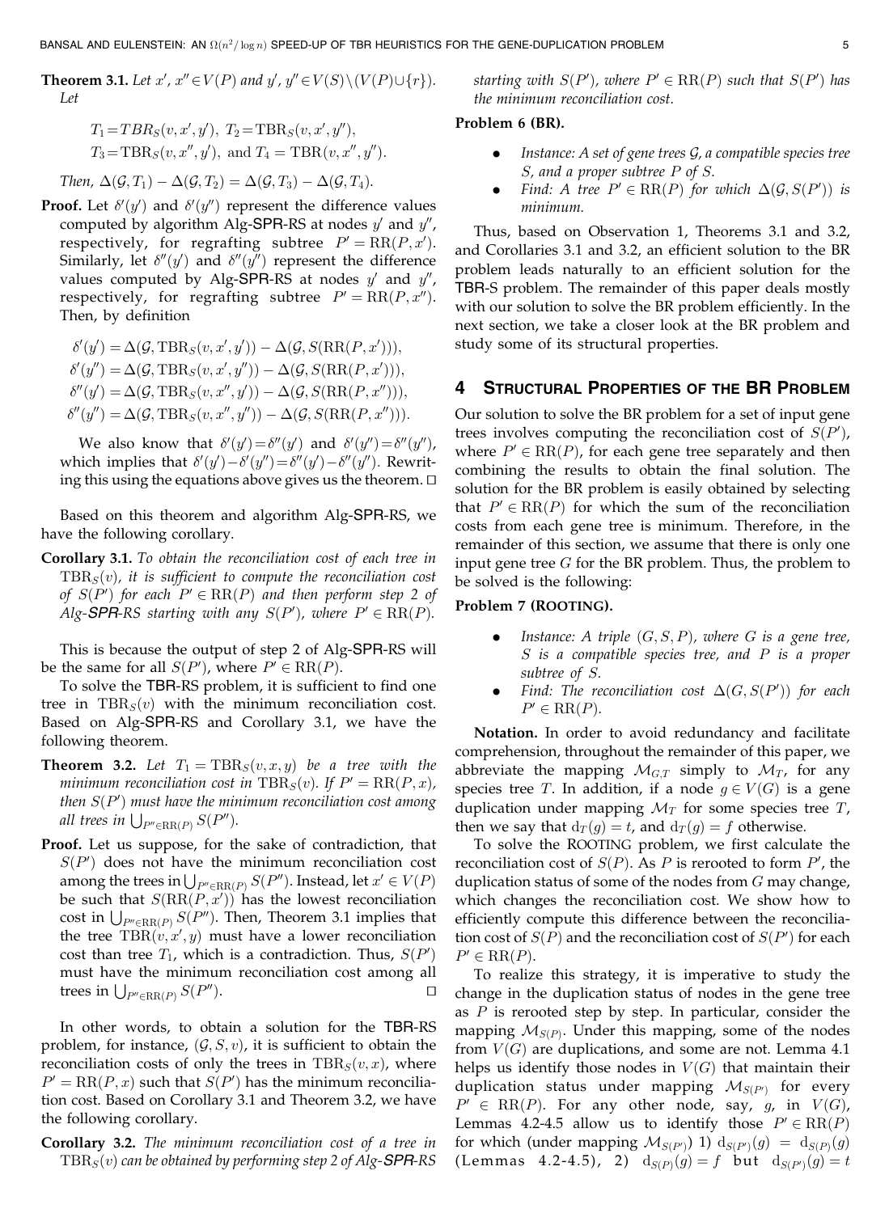**Theorem 3.1.** *Let $x', x'' \in V(P)$ and $y', y'' \in V(S) \setminus (V(P) \cup \{r\})$. Let*

$$T_1 = TBR_S(v, x', y'),\ T_2 = \mathrm{TBR}_S(v, x', y''),$$
$$T_3 = \mathrm{TBR}_S(v, x'', y'),\ \text{and}\ T_4 = \mathrm{TBR}(v, x'', y'').$$

*Then, $\Delta(\mathcal{G}, T_1) - \Delta(\mathcal{G}, T_2) = \Delta(\mathcal{G}, T_3) - \Delta(\mathcal{G}, T_4)$.*

**Proof.** Let $\delta'(y')$ and $\delta'(y'')$ represent the difference values computed by algorithm Alg-SPR-RS at nodes $y'$ and $y''$, respectively, for regrafting subtree $P' = \mathrm{RR}(P, x')$. Similarly, let $\delta''(y')$ and $\delta''(y'')$ represent the difference values computed by Alg-SPR-RS at nodes $y'$ and $y''$, respectively, for regrafting subtree $P' = \mathrm{RR}(P, x'')$. Then, by definition

$$\delta'(y') = \Delta(\mathcal{G}, \mathrm{TBR}_S(v, x', y')) - \Delta(\mathcal{G}, S(\mathrm{RR}(P, x'))),$$
$$\delta'(y'') = \Delta(\mathcal{G}, \mathrm{TBR}_S(v, x', y'')) - \Delta(\mathcal{G}, S(\mathrm{RR}(P, x'))),$$
$$\delta''(y') = \Delta(\mathcal{G}, \mathrm{TBR}_S(v, x'', y')) - \Delta(\mathcal{G}, S(\mathrm{RR}(P, x''))),$$
$$\delta''(y'') = \Delta(\mathcal{G}, \mathrm{TBR}_S(v, x'', y'')) - \Delta(\mathcal{G}, S(\mathrm{RR}(P, x''))).$$

We also know that $\delta'(y') = \delta''(y')$ and $\delta'(y'') = \delta''(y'')$, which implies that $\delta'(y') - \delta'(y'') = \delta''(y') - \delta''(y'')$. Rewriting this using the equations above gives us the theorem. $\square$

Based on this theorem and algorithm Alg-SPR-RS, we have the following corollary.

**Corollary 3.1.** *To obtain the reconciliation cost of each tree in $\mathrm{TBR}_S(v)$, it is sufficient to compute the reconciliation cost of $S(P')$ for each $P' \in \mathrm{RR}(P)$ and then perform step 2 of Alg-SPR-RS starting with any $S(P')$, where $P' \in \mathrm{RR}(P)$.*

This is because the output of step 2 of Alg-SPR-RS will be the same for all $S(P')$, where $P' \in \mathrm{RR}(P)$.

To solve the TBR-RS problem, it is sufficient to find one tree in $\mathrm{TBR}_S(v)$ with the minimum reconciliation cost. Based on Alg-SPR-RS and Corollary 3.1, we have the following theorem.

**Theorem 3.2.** *Let $T_1 = \mathrm{TBR}_S(v, x, y)$ be a tree with the minimum reconciliation cost in $\mathrm{TBR}_S(v)$. If $P' = \mathrm{RR}(P, x)$, then $S(P')$ must have the minimum reconciliation cost among all trees in $\bigcup_{P'' \in \mathrm{RR}(P)} S(P'')$.*

**Proof.** Let us suppose, for the sake of contradiction, that $S(P')$ does not have the minimum reconciliation cost among the trees in $\bigcup_{P'' \in \mathrm{RR}(P)} S(P'')$. Instead, let $x' \in V(P)$ be such that $S(\mathrm{RR}(P, x'))$ has the lowest reconciliation cost in $\bigcup_{P'' \in \mathrm{RR}(P)} S(P'')$. Then, Theorem 3.1 implies that the tree $\mathrm{TBR}(v, x', y)$ must have a lower reconciliation cost than tree $T_1$, which is a contradiction. Thus, $S(P')$ must have the minimum reconciliation cost among all trees in $\bigcup_{P'' \in \mathrm{RR}(P)} S(P'')$. $\square$

In other words, to obtain a solution for the TBR-RS problem, for instance, $(\mathcal{G}, S, v)$, it is sufficient to obtain the reconciliation costs of only the trees in $\mathrm{TBR}_S(v, x)$, where $P' = \mathrm{RR}(P, x)$ such that $S(P')$ has the minimum reconciliation cost. Based on Corollary 3.1 and Theorem 3.2, we have the following corollary.

**Corollary 3.2.** *The minimum reconciliation cost of a tree in $\mathrm{TBR}_S(v)$ can be obtained by performing step 2 of Alg-SPR-RS starting with $S(P')$, where $P' \in \mathrm{RR}(P)$ such that $S(P')$ has the minimum reconciliation cost.*

**Problem 6 (BR).**

- *Instance: A set of gene trees $\mathcal{G}$, a compatible species tree $S$, and a proper subtree $P$ of $S$.*
- *Find: A tree $P' \in \mathrm{RR}(P)$ for which $\Delta(\mathcal{G}, S(P'))$ is minimum.*

Thus, based on Observation 1, Theorems 3.1 and 3.2, and Corollaries 3.1 and 3.2, an efficient solution to the BR problem leads naturally to an efficient solution for the TBR-S problem. The remainder of this paper deals mostly with our solution to solve the BR problem efficiently. In the next section, we take a closer look at the BR problem and study some of its structural properties.

## 4 Structural Properties of the BR Problem

Our solution to solve the BR problem for a set of input gene trees involves computing the reconciliation cost of $S(P')$, where $P' \in \mathrm{RR}(P)$, for each gene tree separately and then combining the results to obtain the final solution. The solution for the BR problem is easily obtained by selecting that $P' \in \mathrm{RR}(P)$ for which the sum of the reconciliation costs from each gene tree is minimum. Therefore, in the remainder of this section, we assume that there is only one input gene tree $G$ for the BR problem. Thus, the problem to be solved is the following:

**Problem 7 (ROOTING).**

- *Instance: A triple $(G, S, P)$, where $G$ is a gene tree, $S$ is a compatible species tree, and $P$ is a proper subtree of $S$.*
- *Find: The reconciliation cost $\Delta(G, S(P'))$ for each $P' \in \mathrm{RR}(P)$.*

**Notation.** In order to avoid redundancy and facilitate comprehension, throughout the remainder of this paper, we abbreviate the mapping $\mathcal{M}_{G,T}$ simply to $\mathcal{M}_T$, for any species tree $T$. In addition, if a node $g \in V(G)$ is a gene duplication under mapping $\mathcal{M}_T$ for some species tree $T$, then we say that $\mathrm{d}_T(g) = t$, and $\mathrm{d}_T(g) = f$ otherwise.

To solve the ROOTING problem, we first calculate the reconciliation cost of $S(P)$. As $P$ is rerooted to form $P'$, the duplication status of some of the nodes from $G$ may change, which changes the reconciliation cost. We show how to efficiently compute this difference between the reconciliation cost of $S(P)$ and the reconciliation cost of $S(P')$ for each $P' \in \mathrm{RR}(P)$.

To realize this strategy, it is imperative to study the change in the duplication status of nodes in the gene tree as $P$ is rerooted step by step. In particular, consider the mapping $\mathcal{M}_{S(P)}$. Under this mapping, some of the nodes from $V(G)$ are duplications, and some are not. Lemma 4.1 helps us identify those nodes in $V(G)$ that maintain their duplication status under mapping $\mathcal{M}_{S(P')}$ for every $P' \in \mathrm{RR}(P)$. For any other node, say, $g$, in $V(G)$, Lemmas 4.2-4.5 allow us to identify those $P' \in \mathrm{RR}(P)$ for which (under mapping $\mathcal{M}_{S(P')}$) 1) $\mathrm{d}_{S(P')}(g) = \mathrm{d}_{S(P)}(g)$ (Lemmas 4.2-4.5), 2) $\mathrm{d}_{S(P)}(g) = f$ but $\mathrm{d}_{S(P')}(g) = t$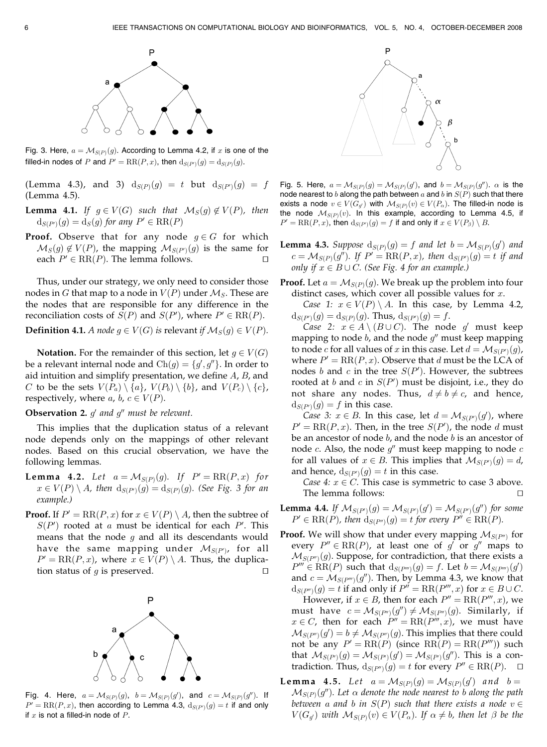Fig. 3. Here, $a = \mathcal{M}_{S(P)}(g)$. According to Lemma 4.2, if $x$ is one of the filled-in nodes of $P$ and $P' = \mathrm{RR}(P, x)$, then $\mathrm{d}_{S(P')}(g) = \mathrm{d}_{S(P)}(g)$.

(Lemma 4.3), and 3) $\mathrm{d}_{S(P)}(g) = t$ but $\mathrm{d}_{S(P')}(g) = f$ (Lemma 4.5).

**Lemma 4.1.** *If $g \in V(G)$ such that $\mathcal{M}_S(g) \notin V(P)$, then $\mathrm{d}_{S(P')}(g) = \mathrm{d}_S(g)$ for any $P' \in \mathrm{RR}(P)$*

**Proof.** Observe that for any node $g \in G$ for which $\mathcal{M}_S(g) \notin V(P)$, the mapping $\mathcal{M}_{S(P')}(g)$ is the same for each $P' \in \mathrm{RR}(P)$. The lemma follows. □

Thus, under our strategy, we only need to consider those nodes in $G$ that map to a node in $V(P)$ under $\mathcal{M}_S$. These are the nodes that are responsible for any difference in the reconciliation costs of $S(P)$ and $S(P')$, where $P' \in \mathrm{RR}(P)$.

**Definition 4.1.** *A node $g \in V(G)$ is* relevant *if $\mathcal{M}_S(g) \in V(P)$.*

**Notation.** For the remainder of this section, let $g \in V(G)$ be a relevant internal node and $\mathrm{Ch}(g) = \{g', g''\}$. In order to aid intuition and simplify presentation, we define $A$, $B$, and $C$ to be the sets $V(P_a) \setminus \{a\}$, $V(P_b) \setminus \{b\}$, and $V(P_c) \setminus \{c\}$, respectively, where $a, b, c \in V(P)$.

**Observation 2.** *$g'$ and $g''$ must be relevant.*

This implies that the duplication status of a relevant node depends only on the mappings of other relevant nodes. Based on this crucial observation, we have the following lemmas.

**Lemma 4.2.** *Let $a = \mathcal{M}_{S(P)}(g)$. If $P' = \mathrm{RR}(P, x)$ for $x \in V(P) \setminus A$, then $\mathrm{d}_{S(P')}(g) = \mathrm{d}_{S(P)}(g)$. (See Fig. 3 for an example.)*

**Proof.** If $P' = \mathrm{RR}(P, x)$ for $x \in V(P) \setminus A$, then the subtree of $S(P')$ rooted at $a$ must be identical for each $P'$. This means that the node $g$ and all its descendants would have the same mapping under $\mathcal{M}_{S(P')}$, for all $P' = \mathrm{RR}(P, x)$, where $x \in V(P) \setminus A$. Thus, the duplication status of $g$ is preserved. □

Fig. 4. Here, $a = \mathcal{M}_{S(P)}(g)$, $b = \mathcal{M}_{S(P)}(g')$, and $c = \mathcal{M}_{S(P)}(g'')$. If $P' = \mathrm{RR}(P, x)$, then according to Lemma 4.3, $\mathrm{d}_{S(P')}(g) = t$ if and only if $x$ is not a filled-in node of $P$.

Fig. 5. Here, $a = \mathcal{M}_{S(P)}(g) = \mathcal{M}_{S(P)}(g')$, and $b = \mathcal{M}_{S(P)}(g'')$. $\alpha$ is the node nearest to $b$ along the path between $a$ and $b$ in $S(P)$ such that there exists a node $v \in V(G_{g'})$ with $\mathcal{M}_{S(P)}(v) \in V(P_\alpha)$. The filled-in node is the node $\mathcal{M}_{S(P)}(v)$. In this example, according to Lemma 4.5, if $P' = \mathrm{RR}(P, x)$, then $\mathrm{d}_{S(P')}(g) = f$ if and only if $x \in V(P_\beta) \setminus B$.

**Lemma 4.3.** *Suppose $\mathrm{d}_{S(P)}(g) = f$ and let $b = \mathcal{M}_{S(P)}(g')$ and $c = \mathcal{M}_{S(P)}(g'')$. If $P' = \mathrm{RR}(P, x)$, then $\mathrm{d}_{S(P')}(g) = t$ if and only if $x \in B \cup C$. (See Fig. 4 for an example.)*

**Proof.** Let $a = \mathcal{M}_{S(P)}(g)$. We break up the problem into four distinct cases, which cover all possible values for $x$.

*Case 1:* $x \in V(P) \setminus A$. In this case, by Lemma 4.2, $\mathrm{d}_{S(P')}(g) = \mathrm{d}_{S(P)}(g)$. Thus, $\mathrm{d}_{S(P')}(g) = f$.

*Case 2:* $x \in A \setminus (B \cup C)$. The node $g'$ must keep mapping to node $b$, and the node $g''$ must keep mapping to node $c$ for all values of $x$ in this case. Let $d = \mathcal{M}_{S(P')}(g)$, where $P' = \mathrm{RR}(P, x)$. Observe that $d$ must be the LCA of nodes $b$ and $c$ in the tree $S(P')$. However, the subtrees rooted at $b$ and $c$ in $S(P')$ must be disjoint, i.e., they do not share any nodes. Thus, $d \neq b \neq c$, and hence, $\mathrm{d}_{S(P')}(g) = f$ in this case.

*Case 3:* $x \in B$. In this case, let $d = \mathcal{M}_{S(P')}(g')$, where $P' = \mathrm{RR}(P, x)$. Then, in the tree $S(P')$, the node $d$ must be an ancestor of node $b$, and the node $b$ is an ancestor of node $c$. Also, the node $g''$ must keep mapping to node $c$ for all values of $x \in B$. This implies that $\mathcal{M}_{S(P')}(g) = d$, and hence, $\mathrm{d}_{S(P')}(g) = t$ in this case.

*Case 4:* $x \in C$. This case is symmetric to case 3 above. The lemma follows: □

**Lemma 4.4.** *If $\mathcal{M}_{S(P')}(g) = \mathcal{M}_{S(P')}(g') = \mathcal{M}_{S(P')}(g'')$ for some $P' \in \mathrm{RR}(P)$, then $\mathrm{d}_{S(P'')}(g) = t$ for every $P'' \in \mathrm{RR}(P)$.*

**Proof.** We will show that under every mapping $\mathcal{M}_{S(P'')}$ for every $P'' \in \mathrm{RR}(P)$, at least one of $g'$ or $g''$ maps to $\mathcal{M}_{S(P'')}(g)$. Suppose, for contradiction, that there exists a $P''' \in \mathrm{RR}(P)$ such that $\mathrm{d}_{S(P''')}(g) = f$. Let $b = \mathcal{M}_{S(P''')}(g')$ and $c = \mathcal{M}_{S(P''')}(g'')$. Then, by Lemma 4.3, we know that $\mathrm{d}_{S(P'')}(g) = t$ if and only if $P'' = \mathrm{RR}(P''', x)$ for $x \in B \cup C$.

However, if $x \in B$, then for each $P'' = \mathrm{RR}(P''', x)$, we must have $c = \mathcal{M}_{S(P'')}(g'') \neq \mathcal{M}_{S(P'')}(g)$. Similarly, if $x \in C$, then for each $P'' = \mathrm{RR}(P''', x)$, we must have $\mathcal{M}_{S(P'')}(g') = b \neq \mathcal{M}_{S(P'')}(g)$. This implies that there could not be any $P' = \mathrm{RR}(P)$ (since $\mathrm{RR}(P) = \mathrm{RR}(P'''))$ such that $\mathcal{M}_{S(P')}(g) = \mathcal{M}_{S(P')}(g') = \mathcal{M}_{S(P')}(g'')$. This is a contradiction. Thus, $\mathrm{d}_{S(P'')}(g) = t$ for every $P'' \in \mathrm{RR}(P)$. □

**Lemma 4.5.** *Let $a = \mathcal{M}_{S(P)}(g) = \mathcal{M}_{S(P)}(g')$ and $b = \mathcal{M}_{S(P)}(g'')$. Let $\alpha$ denote the node nearest to $b$ along the path between $a$ and $b$ in $S(P)$ such that there exists a node $v \in V(G_{g'})$ with $\mathcal{M}_{S(P)}(v) \in V(P_\alpha)$. If $\alpha \neq b$, then let $\beta$ be the*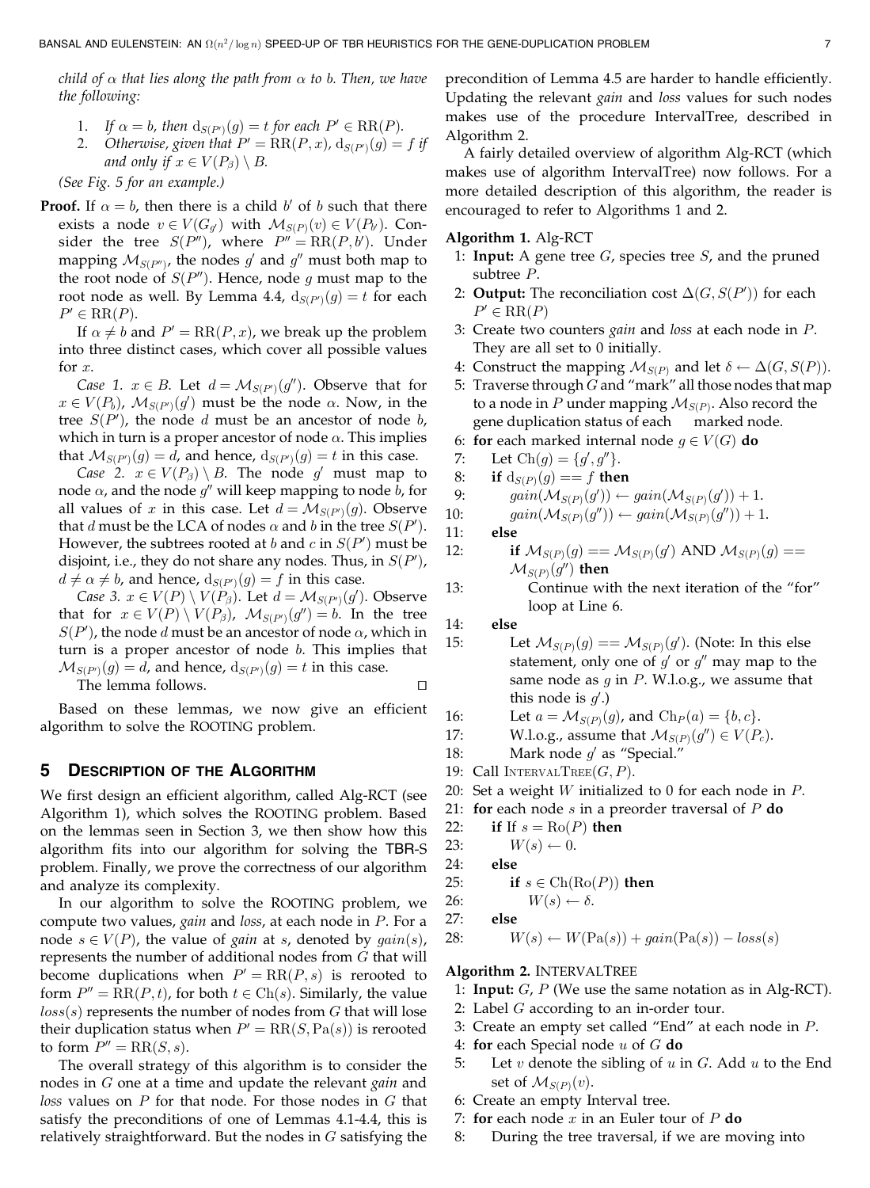*child of $\alpha$ that lies along the path from $\alpha$ to $b$. Then, we have the following:*

1. *If $\alpha = b$, then $\mathrm{d}_{S(P')}(g) = t$ for each $P' \in \mathrm{RR}(P)$.*
2. *Otherwise, given that $P' = \mathrm{RR}(P, x)$, $\mathrm{d}_{S(P')}(g) = f$ if and only if $x \in V(P_\beta) \setminus B$.*

*(See Fig. 5 for an example.)*

**Proof.** If $\alpha = b$, then there is a child $b'$ of $b$ such that there exists a node $v \in V(G_{g'})$ with $\mathcal{M}_{S(P)}(v) \in V(P_{b'})$. Consider the tree $S(P'')$, where $P'' = \mathrm{RR}(P, b')$. Under mapping $\mathcal{M}_{S(P'')}$, the nodes $g'$ and $g''$ must both map to the root node of $S(P'')$. Hence, node $g$ must map to the root node as well. By Lemma 4.4, $\mathrm{d}_{S(P')}(g) = t$ for each $P' \in \mathrm{RR}(P)$.

If $\alpha \neq b$ and $P' = \mathrm{RR}(P, x)$, we break up the problem into three distinct cases, which cover all possible values for $x$.

*Case 1.* $x \in B$. Let $d = \mathcal{M}_{S(P')}(g'')$. Observe that for $x \in V(P_b)$, $\mathcal{M}_{S(P')}(g')$ must be the node $\alpha$. Now, in the tree $S(P')$, the node $d$ must be an ancestor of node $b$, which in turn is a proper ancestor of node $\alpha$. This implies that $\mathcal{M}_{S(P')}(g) = d$, and hence, $\mathrm{d}_{S(P')}(g) = t$ in this case.

*Case 2.* $x \in V(P_\beta) \setminus B$. The node $g'$ must map to node $\alpha$, and the node $g''$ will keep mapping to node $b$, for all values of $x$ in this case. Let $d = \mathcal{M}_{S(P')}(g)$. Observe that $d$ must be the LCA of nodes $\alpha$ and $b$ in the tree $S(P')$. However, the subtrees rooted at $b$ and $c$ in $S(P')$ must be disjoint, i.e., they do not share any nodes. Thus, in $S(P')$, $d \neq \alpha \neq b$, and hence, $\mathrm{d}_{S(P')}(g) = f$ in this case.

*Case 3.* $x \in V(P) \setminus V(P_\beta)$. Let $d = \mathcal{M}_{S(P')}(g')$. Observe that for $x \in V(P) \setminus V(P_\beta)$, $\mathcal{M}_{S(P')}(g'') = b$. In the tree $S(P')$, the node $d$ must be an ancestor of node $\alpha$, which in turn is a proper ancestor of node $b$. This implies that $\mathcal{M}_{S(P')}(g) = d$, and hence, $\mathrm{d}_{S(P')}(g) = t$ in this case.

The lemma follows. □

Based on these lemmas, we now give an efficient algorithm to solve the ROOTING problem.

## 5 Description of the Algorithm

We first design an efficient algorithm, called Alg-RCT (see Algorithm 1), which solves the ROOTING problem. Based on the lemmas seen in Section 3, we then show how this algorithm fits into our algorithm for solving the TBR-S problem. Finally, we prove the correctness of our algorithm and analyze its complexity.

In our algorithm to solve the ROOTING problem, we compute two values, *gain* and *loss*, at each node in $P$. For a node $s \in V(P)$, the value of *gain* at $s$, denoted by $gain(s)$, represents the number of additional nodes from $G$ that will become duplications when $P' = \mathrm{RR}(P, s)$ is rerooted to form $P'' = \mathrm{RR}(P, t)$, for both $t \in \mathrm{Ch}(s)$. Similarly, the value $loss(s)$ represents the number of nodes from $G$ that will lose their duplication status when $P' = \mathrm{RR}(S, \mathrm{Pa}(s))$ is rerooted to form $P'' = \mathrm{RR}(S, s)$.

The overall strategy of this algorithm is to consider the nodes in $G$ one at a time and update the relevant *gain* and *loss* values on $P$ for that node. For those nodes in $G$ that satisfy the preconditions of one of Lemmas 4.1-4.4, this is relatively straightforward. But the nodes in $G$ satisfying the precondition of Lemma 4.5 are harder to handle efficiently. Updating the relevant *gain* and *loss* values for such nodes makes use of the procedure IntervalTree, described in Algorithm 2.

A fairly detailed overview of algorithm Alg-RCT (which makes use of algorithm IntervalTree) now follows. For a more detailed description of this algorithm, the reader is encouraged to refer to Algorithms 1 and 2.

**Algorithm 1.** Alg-RCT

1: **Input:** A gene tree $G$, species tree $S$, and the pruned subtree $P$.
2: **Output:** The reconciliation cost $\Delta(G, S(P'))$ for each $P' \in \mathrm{RR}(P)$
3: Create two counters *gain* and *loss* at each node in $P$. They are all set to 0 initially.
4: Construct the mapping $\mathcal{M}_{S(P)}$ and let $\delta \leftarrow \Delta(G, S(P))$.
5: Traverse through $G$ and "mark" all those nodes that map to a node in $P$ under mapping $\mathcal{M}_{S(P)}$. Also record the gene duplication status of each marked node.
6: **for** each marked internal node $g \in V(G)$ **do**
7: Let $\mathrm{Ch}(g) = \{g', g''\}$.
8: **if** $\mathrm{d}_{S(P)}(g) == f$ **then**
9: $gain(\mathcal{M}_{S(P)}(g')) \leftarrow gain(\mathcal{M}_{S(P)}(g')) + 1$.
10: $gain(\mathcal{M}_{S(P)}(g'')) \leftarrow gain(\mathcal{M}_{S(P)}(g'')) + 1$.
11: **else**
12: **if** $\mathcal{M}_{S(P)}(g) == \mathcal{M}_{S(P)}(g')$ AND $\mathcal{M}_{S(P)}(g) == \mathcal{M}_{S(P)}(g'')$ **then**
13: Continue with the next iteration of the "for" loop at Line 6.
14: **else**
15: Let $\mathcal{M}_{S(P)}(g) == \mathcal{M}_{S(P)}(g')$. (Note: In this else statement, only one of $g'$ or $g''$ may map to the same node as $g$ in $P$. W.l.o.g., we assume that this node is $g'$.)
16: Let $a = \mathcal{M}_{S(P)}(g)$, and $\mathrm{Ch}_P(a) = \{b, c\}$.
17: W.l.o.g., assume that $\mathcal{M}_{S(P)}(g'') \in V(P_c)$.
18: Mark node $g'$ as "Special."
19: Call IntervalTree$(G, P)$.
20: Set a weight $W$ initialized to 0 for each node in $P$.
21: **for** each node $s$ in a preorder traversal of $P$ **do**
22: **if** If $s = \mathrm{Ro}(P)$ **then**
23: $W(s) \leftarrow 0$.
24: **else**
25: **if** $s \in \mathrm{Ch}(\mathrm{Ro}(P))$ **then**
26: $W(s) \leftarrow \delta$.
27: **else**
28: $W(s) \leftarrow W(\mathrm{Pa}(s)) + gain(\mathrm{Pa}(s)) - loss(s)$

**Algorithm 2.** IntervalTree

1: **Input:** $G$, $P$ (We use the same notation as in Alg-RCT).
2: Label $G$ according to an in-order tour.
3: Create an empty set called "End" at each node in $P$.
4: **for** each Special node $u$ of $G$ **do**
5: Let $v$ denote the sibling of $u$ in $G$. Add $u$ to the End set of $\mathcal{M}_{S(P)}(v)$.
6: Create an empty Interval tree.
7: **for** each node $x$ in an Euler tour of $P$ **do**
8: During the tree traversal, if we are moving into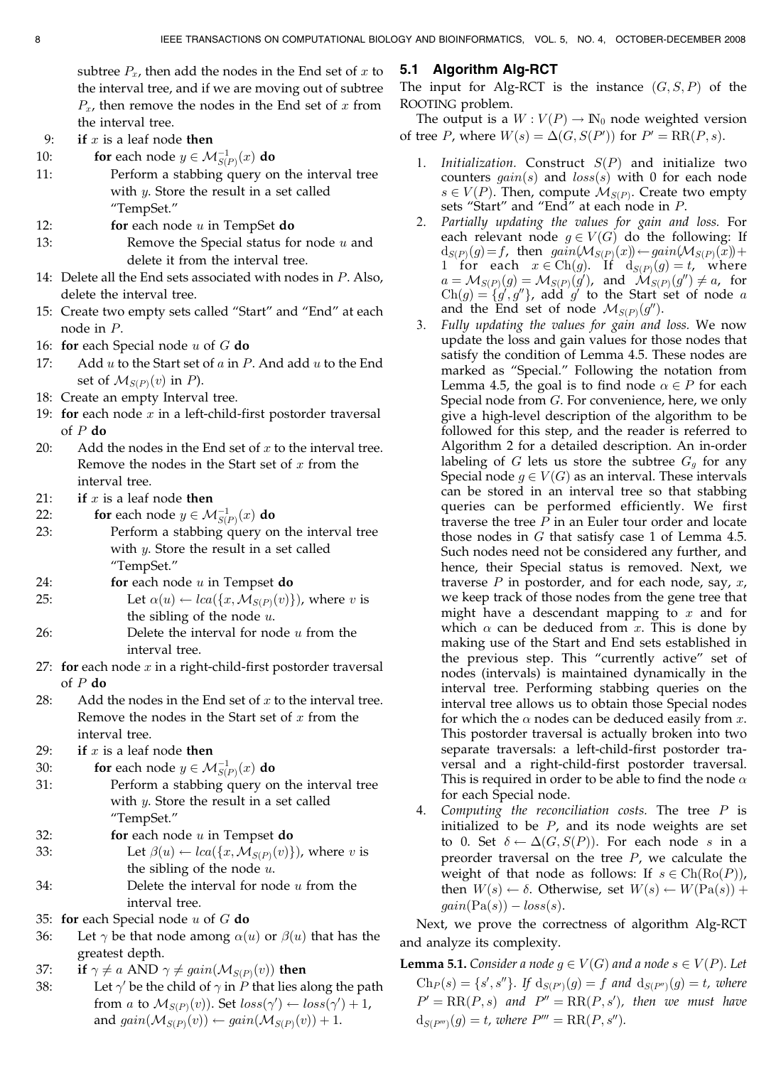subtree $P_x$, then add the nodes in the End set of $x$ to the interval tree, and if we are moving out of subtree $P_x$, then remove the nodes in the End set of $x$ from the interval tree.

```
9:  if x is a leaf node then
10:     for each node y ∈ M^{-1}_{S(P)}(x) do
11:         Perform a stabbing query on the interval tree
            with y. Store the result in a set called
            "TempSet."
12:         for each node u in TempSet do
13:             Remove the Special status for node u and
                delete it from the interval tree.
14: Delete all the End sets associated with nodes in P. Also,
    delete the interval tree.
15: Create two empty sets called "Start" and "End" at each
    node in P.
16: for each Special node u of G do
17:     Add u to the Start set of a in P. And add u to the End
        set of M_{S(P)}(v) in P).
18: Create an empty Interval tree.
19: for each node x in a left-child-first postorder traversal
    of P do
20:     Add the nodes in the End set of x to the interval tree.
        Remove the nodes in the Start set of x from the
        interval tree.
21:     if x is a leaf node then
22:         for each node y ∈ M^{-1}_{S(P)}(x) do
23:             Perform a stabbing query on the interval tree
                with y. Store the result in a set called
                "TempSet."
24:             for each node u in Tempset do
25:                 Let α(u) ← lca({x, M_{S(P)}(v)}), where v is
                    the sibling of the node u.
26:                 Delete the interval for node u from the
                    interval tree.
27: for each node x in a right-child-first postorder traversal
    of P do
28:     Add the nodes in the End set of x to the interval tree.
        Remove the nodes in the Start set of x from the
        interval tree.
29:     if x is a leaf node then
30:         for each node y ∈ M^{-1}_{S(P)}(x) do
31:             Perform a stabbing query on the interval tree
                with y. Store the result in a set called
                "TempSet."
32:             for each node u in Tempset do
33:                 Let β(u) ← lca({x, M_{S(P)}(v)}), where v is
                    the sibling of the node u.
34:                 Delete the interval for node u from the
                    interval tree.
35: for each Special node u of G do
36:     Let γ be that node among α(u) or β(u) that has the
        greatest depth.
37:     if γ ≠ a AND γ ≠ gain(M_{S(P)}(v)) then
38:         Let γ' be the child of γ in P that lies along the path
            from a to M_{S(P)}(v)). Set loss(γ') ← loss(γ') + 1,
            and gain(M_{S(P)}(v)) ← gain(M_{S(P)}(v)) + 1.
```

### 5.1 Algorithm Alg-RCT

The input for Alg-RCT is the instance $(G, S, P)$ of the ROOTING problem.

The output is a $W : V(P) \rightarrow \mathbb{N}_0$ node weighted version of tree $P$, where $W(s) = \Delta(G, S(P'))$ for $P' = \mathrm{RR}(P, s)$.

1. *Initialization.* Construct $S(P)$ and initialize two counters $gain(s)$ and $loss(s)$ with 0 for each node $s \in V(P)$. Then, compute $\mathcal{M}_{S(P)}$. Create two empty sets "Start" and "End" at each node in $P$.
2. *Partially updating the values for gain and loss.* For each relevant node $g \in V(G)$ do the following: If $\mathrm{d}_{S(P)}(g) = f$, then $gain(\mathcal{M}_{S(P)}(x)) \leftarrow gain(\mathcal{M}_{S(P)}(x)) + 1$ for each $x \in \mathrm{Ch}(g)$. If $\mathrm{d}_{S(P)}(g) = t$, where $a = \mathcal{M}_{S(P)}(g) = \mathcal{M}_{S(P)}(g')$, and $\mathcal{M}_{S(P)}(g'') \neq a$, for $\mathrm{Ch}(g) = \{g', g''\}$, add $g'$ to the Start set of node $a$ and the End set of node $\mathcal{M}_{S(P)}(g'')$.
3. *Fully updating the values for gain and loss.* We now update the loss and gain values for those nodes that satisfy the condition of Lemma 4.5. These nodes are marked as "Special." Following the notation from Lemma 4.5, the goal is to find node $\alpha \in P$ for each Special node from $G$. For convenience, here, we only give a high-level description of the algorithm to be followed for this step, and the reader is referred to Algorithm 2 for a detailed description. An in-order labeling of $G$ lets us store the subtree $G_g$ for any Special node $g \in V(G)$ as an interval. These intervals can be stored in an interval tree so that stabbing queries can be performed efficiently. We first traverse the tree $P$ in an Euler tour order and locate those nodes in $G$ that satisfy case 1 of Lemma 4.5. Such nodes need not be considered any further, and hence, their Special status is removed. Next, we traverse $P$ in postorder, and for each node, say, $x$, we keep track of those nodes from the gene tree that might have a descendant mapping to $x$ and for which $\alpha$ can be deduced from $x$. This is done by making use of the Start and End sets established in the previous step. This "currently active" set of nodes (intervals) is maintained dynamically in the interval tree. Performing stabbing queries on the interval tree allows us to obtain those Special nodes for which the $\alpha$ nodes can be deduced easily from $x$. This postorder traversal is actually broken into two separate traversals: a left-child-first postorder traversal and a right-child-first postorder traversal. This is required in order to be able to find the node $\alpha$ for each Special node.
4. *Computing the reconciliation costs.* The tree $P$ is initialized to be $P$, and its node weights are set to 0. Set $\delta \leftarrow \Delta(G, S(P))$. For each node $s$ in a preorder traversal on the tree $P$, we calculate the weight of that node as follows: If $s \in \mathrm{Ch}(\mathrm{Ro}(P))$, then $W(s) \leftarrow \delta$. Otherwise, set $W(s) \leftarrow W(\mathrm{Pa}(s)) + gain(\mathrm{Pa}(s)) - loss(s)$.

Next, we prove the correctness of algorithm Alg-RCT and analyze its complexity.

**Lemma 5.1.** *Consider a node $g \in V(G)$ and a node $s \in V(P)$. Let $\mathrm{Ch}_P(s) = \{s', s''\}$. If $\mathrm{d}_{S(P')}(g) = f$ and $\mathrm{d}_{S(P'')}(g) = t$, where $P' = \mathrm{RR}(P, s)$ and $P'' = \mathrm{RR}(P, s')$, then we must have $\mathrm{d}_{S(P''')}(g) = t$, where $P''' = \mathrm{RR}(P, s'')$.*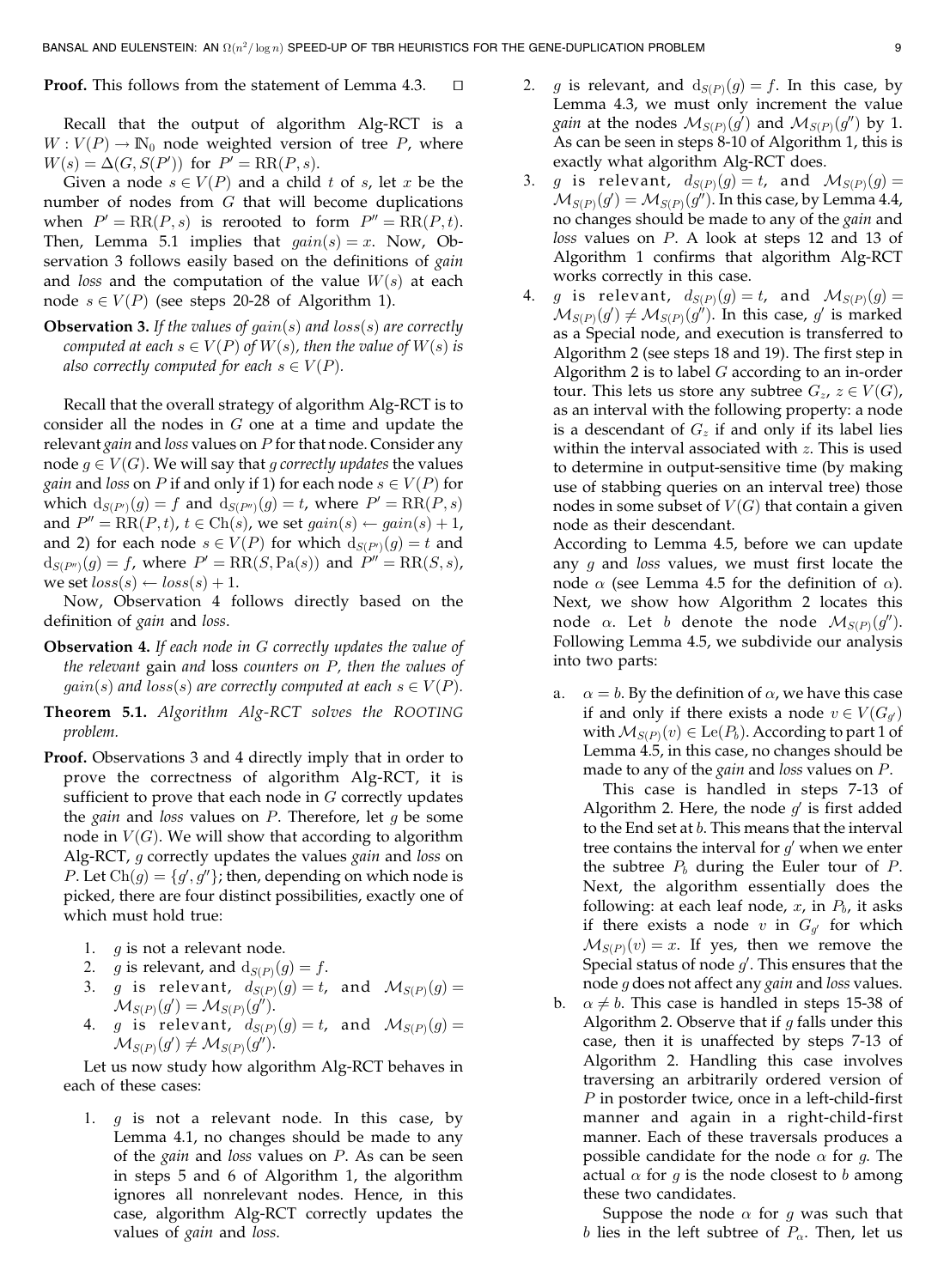**Proof.** This follows from the statement of Lemma 4.3. □

Recall that the output of algorithm Alg-RCT is a $W : V(P) \to \mathbb{N}_0$ node weighted version of tree $P$, where $W(s) = \Delta(G, S(P'))$ for $P' = \mathrm{RR}(P, s)$.

Given a node $s \in V(P)$ and a child $t$ of $s$, let $x$ be the number of nodes from $G$ that will become duplications when $P' = \mathrm{RR}(P, s)$ is rerooted to form $P'' = \mathrm{RR}(P, t)$. Then, Lemma 5.1 implies that $gain(s) = x$. Now, Observation 3 follows easily based on the definitions of *gain* and *loss* and the computation of the value $W(s)$ at each node $s \in V(P)$ (see steps 20-28 of Algorithm 1).

**Observation 3.** *If the values of $gain(s)$ and $loss(s)$ are correctly computed at each $s \in V(P)$ of $W(s)$, then the value of $W(s)$ is also correctly computed for each $s \in V(P)$.*

Recall that the overall strategy of algorithm Alg-RCT is to consider all the nodes in $G$ one at a time and update the relevant *gain* and *loss* values on $P$ for that node. Consider any node $g \in V(G)$. We will say that *g correctly updates* the values *gain* and *loss* on $P$ if and only if 1) for each node $s \in V(P)$ for which $\mathrm{d}_{S(P')}(g) = f$ and $\mathrm{d}_{S(P'')}(g) = t$, where $P' = \mathrm{RR}(P, s)$ and $P'' = \mathrm{RR}(P, t)$, $t \in \mathrm{Ch}(s)$, we set $gain(s) \leftarrow gain(s) + 1$, and 2) for each node $s \in V(P)$ for which $\mathrm{d}_{S(P')}(g) = t$ and $\mathrm{d}_{S(P'')}(g) = f$, where $P' = \mathrm{RR}(S, \mathrm{Pa}(s))$ and $P'' = \mathrm{RR}(S, s)$, we set $loss(s) \leftarrow loss(s) + 1$.

Now, Observation 4 follows directly based on the definition of *gain* and *loss*.

**Observation 4.** *If each node in $G$ correctly updates the value of the relevant* gain *and* loss *counters on $P$, then the values of $gain(s)$ and $loss(s)$ are correctly computed at each $s \in V(P)$.*

**Theorem 5.1.** *Algorithm Alg-RCT solves the ROOTING problem.*

**Proof.** Observations 3 and 4 directly imply that in order to prove the correctness of algorithm Alg-RCT, it is sufficient to prove that each node in $G$ correctly updates the *gain* and *loss* values on $P$. Therefore, let $g$ be some node in $V(G)$. We will show that according to algorithm Alg-RCT, $g$ correctly updates the values *gain* and *loss* on $P$. Let $\mathrm{Ch}(g) = \{g', g''\}$; then, depending on which node is picked, there are four distinct possibilities, exactly one of which must hold true:

1. $g$ is not a relevant node.
2. $g$ is relevant, and $\mathrm{d}_{S(P)}(g) = f$.
3. $g$ is relevant, $d_{S(P)}(g) = t$, and $\mathcal{M}_{S(P)}(g) = \mathcal{M}_{S(P)}(g') = \mathcal{M}_{S(P)}(g'')$.
4. $g$ is relevant, $d_{S(P)}(g) = t$, and $\mathcal{M}_{S(P)}(g) = \mathcal{M}_{S(P)}(g') \neq \mathcal{M}_{S(P)}(g'')$.

Let us now study how algorithm Alg-RCT behaves in each of these cases:

1. $g$ is not a relevant node. In this case, by Lemma 4.1, no changes should be made to any of the *gain* and *loss* values on $P$. As can be seen in steps 5 and 6 of Algorithm 1, the algorithm ignores all nonrelevant nodes. Hence, in this case, algorithm Alg-RCT correctly updates the values of *gain* and *loss*.
2. $g$ is relevant, and $\mathrm{d}_{S(P)}(g) = f$. In this case, by Lemma 4.3, we must only increment the value *gain* at the nodes $\mathcal{M}_{S(P)}(g')$ and $\mathcal{M}_{S(P)}(g'')$ by 1. As can be seen in steps 8-10 of Algorithm 1, this is exactly what algorithm Alg-RCT does.
3. $g$ is relevant, $d_{S(P)}(g) = t$, and $\mathcal{M}_{S(P)}(g) = \mathcal{M}_{S(P)}(g') = \mathcal{M}_{S(P)}(g'')$. In this case, by Lemma 4.4, no changes should be made to any of the *gain* and *loss* values on $P$. A look at steps 12 and 13 of Algorithm 1 confirms that algorithm Alg-RCT works correctly in this case.
4. $g$ is relevant, $d_{S(P)}(g) = t$, and $\mathcal{M}_{S(P)}(g) = \mathcal{M}_{S(P)}(g') \neq \mathcal{M}_{S(P)}(g'')$. In this case, $g'$ is marked as a Special node, and execution is transferred to Algorithm 2 (see steps 18 and 19). The first step in Algorithm 2 is to label $G$ according to an in-order tour. This lets us store any subtree $G_z$, $z \in V(G)$, as an interval with the following property: a node is a descendant of $G_z$ if and only if its label lies within the interval associated with $z$. This is used to determine in output-sensitive time (by making use of stabbing queries on an interval tree) those nodes in some subset of $V(G)$ that contain a given node as their descendant.
   According to Lemma 4.5, before we can update any $g$ and *loss* values, we must first locate the node $\alpha$ (see Lemma 4.5 for the definition of $\alpha$). Next, we show how Algorithm 2 locates this node $\alpha$. Let $b$ denote the node $\mathcal{M}_{S(P)}(g'')$. Following Lemma 4.5, we subdivide our analysis into two parts:
   a. $\alpha = b$. By the definition of $\alpha$, we have this case if and only if there exists a node $v \in V(G_{g'})$ with $\mathcal{M}_{S(P)}(v) \in \mathrm{Le}(P_b)$. According to part 1 of Lemma 4.5, in this case, no changes should be made to any of the *gain* and *loss* values on $P$.
      This case is handled in steps 7-13 of Algorithm 2. Here, the node $g'$ is first added to the End set at $b$. This means that the interval tree contains the interval for $g'$ when we enter the subtree $P_b$ during the Euler tour of $P$. Next, the algorithm essentially does the following: at each leaf node, $x$, in $P_b$, it asks if there exists a node $v$ in $G_{g'}$ for which $\mathcal{M}_{S(P)}(v) = x$. If yes, then we remove the Special status of node $g'$. This ensures that the node $g$ does not affect any *gain* and *loss* values.
   b. $\alpha \neq b$. This case is handled in steps 15-38 of Algorithm 2. Observe that if $g$ falls under this case, then it is unaffected by steps 7-13 of Algorithm 2. Handling this case involves traversing an arbitrarily ordered version of $P$ in postorder twice, once in a left-child-first manner and again in a right-child-first manner. Each of these traversals produces a possible candidate for the node $\alpha$ for $g$. The actual $\alpha$ for $g$ is the node closest to $b$ among these two candidates.
      Suppose the node $\alpha$ for $g$ was such that $b$ lies in the left subtree of $P_\alpha$. Then, let us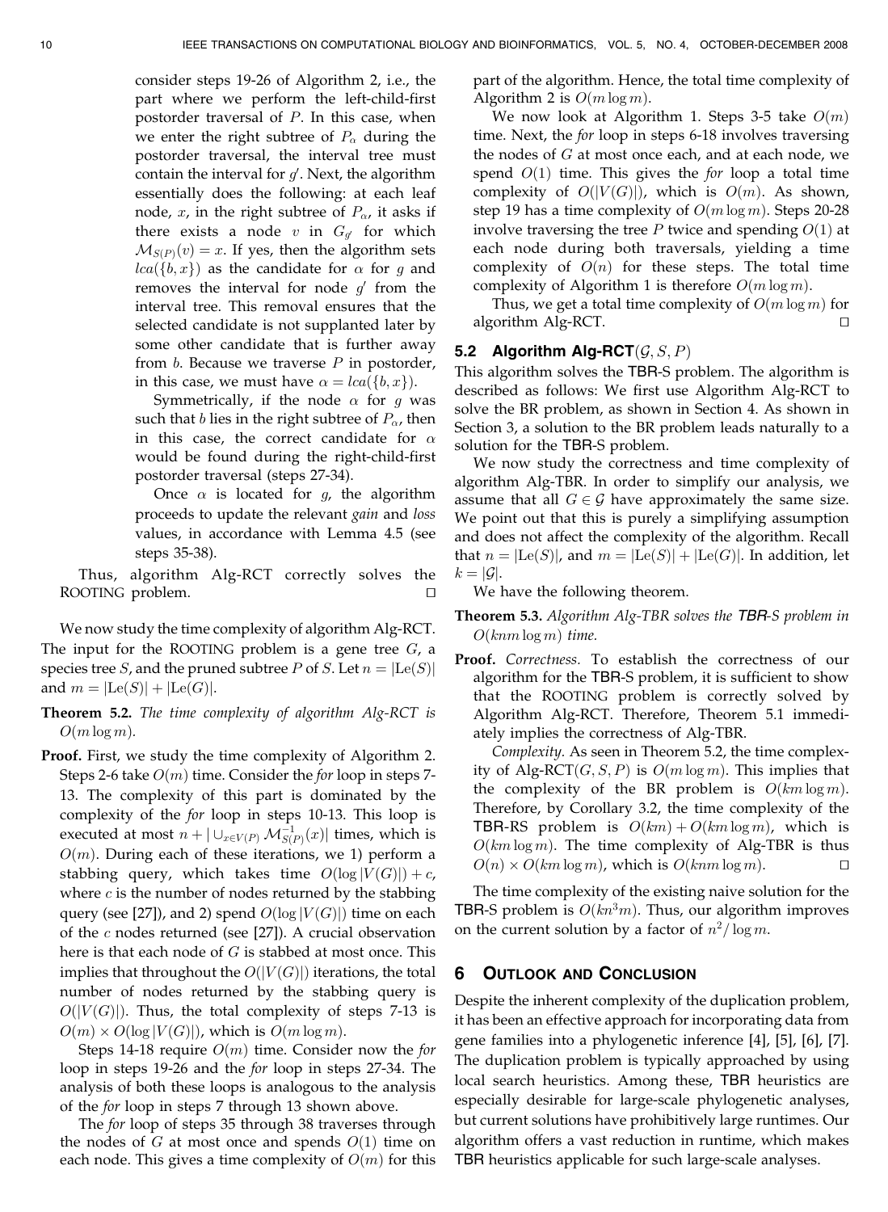consider steps 19-26 of Algorithm 2, i.e., the part where we perform the left-child-first postorder traversal of $P$. In this case, when we enter the right subtree of $P_\alpha$ during the postorder traversal, the interval tree must contain the interval for $g'$. Next, the algorithm essentially does the following: at each leaf node, $x$, in the right subtree of $G_{P_\alpha}$, it asks if there exists a node $v$ in $G_{g'}$ for which $\mathcal{M}_{S(P)}(v) = x$. If yes, then the algorithm sets $lca(\{b, x\})$ as the candidate for $\alpha$ for $g$ and removes the interval for node $g'$ from the interval tree. This removal ensures that the selected candidate is not supplanted later by some other candidate that is further away from $b$. Because we traverse $P$ in postorder, in this case, we must have $\alpha = lca(\{b, x\})$.

Symmetrically, if the node $\alpha$ for $g$ was such that $b$ lies in the right subtree of $P_\alpha$, then in this case, the correct candidate for $\alpha$ would be found during the right-child-first postorder traversal (steps 27-34).

Once $\alpha$ is located for $g$, the algorithm proceeds to update the relevant *gain* and *loss* values, in accordance with Lemma 4.5 (see steps 35-38).

Thus, algorithm Alg-RCT correctly solves the ROOTING problem. □

We now study the time complexity of algorithm Alg-RCT. The input for the ROOTING problem is a gene tree $G$, a species tree $S$, and the pruned subtree $P$ of $S$. Let $n = |\mathrm{Le}(S)|$ and $m = |\mathrm{Le}(S)| + |\mathrm{Le}(G)|$.

**Theorem 5.2.** *The time complexity of algorithm Alg-RCT is $O(m \log m)$.*

**Proof.** First, we study the time complexity of Algorithm 2. Steps 2-6 take $O(m)$ time. Consider the *for* loop in steps 7-13. The complexity of this part is dominated by the complexity of the *for* loop in steps 10-13. This loop is executed at most $n + |\cup_{x \in V(P)} \mathcal{M}^{-1}_{S(P)}(x)|$ times, which is $O(m)$. During each of these iterations, we 1) perform a stabbing query, which takes time $O(\log |V(G)|) + c$, where $c$ is the number of nodes returned by the stabbing query (see [27]), and 2) spend $O(\log |V(G)|)$ time on each of the $c$ nodes returned (see [27]). A crucial observation here is that each node of $G$ is stabbed at most once. This implies that throughout the $O(|V(G)|)$ iterations, the total number of nodes returned by the stabbing query is $O(|V(G)|)$. Thus, the total complexity of steps 7-13 is $O(m) \times O(\log |V(G)|)$, which is $O(m \log m)$.

Steps 14-18 require $O(m)$ time. Consider now the *for* loop in steps 19-26 and the *for* loop in steps 27-34. The analysis of both these loops is analogous to the analysis of the *for* loop in steps 7 through 13 shown above.

The *for* loop of steps 35 through 38 traverses through the nodes of $G$ at most once and spends $O(1)$ time on each node. This gives a time complexity of $O(m)$ for this part of the algorithm. Hence, the total time complexity of Algorithm 2 is $O(m \log m)$.

We now look at Algorithm 1. Steps 3-5 take $O(m)$ time. Next, the *for* loop in steps 6-18 involves traversing the nodes of $G$ at most once each, and at each node, we spend $O(1)$ time. This gives the *for* loop a total time complexity of $O(|V(G)|)$, which is $O(m)$. As shown, step 19 has a time complexity of $O(m \log m)$. Steps 20-28 involve traversing the tree $P$ twice and spending $O(1)$ at each node during both traversals, yielding a time complexity of $O(n)$ for these steps. The total time complexity of Algorithm 1 is therefore $O(m \log m)$.

Thus, we get a total time complexity of $O(m \log m)$ for algorithm Alg-RCT. □

### 5.2 Algorithm Alg-RCT$(\mathcal{G}, S, P)$

This algorithm solves the TBR-S problem. The algorithm is described as follows: We first use Algorithm Alg-RCT to solve the BR problem, as shown in Section 4. As shown in Section 3, a solution to the BR problem leads naturally to a solution for the TBR-S problem.

We now study the correctness and time complexity of algorithm Alg-TBR. In order to simplify our analysis, we assume that all $G \in \mathcal{G}$ have approximately the same size. We point out that this is purely a simplifying assumption and does not affect the complexity of the algorithm. Recall that $n = |\mathrm{Le}(S)|$, and $m = |\mathrm{Le}(S)| + |\mathrm{Le}(G)|$. In addition, let $k = |\mathcal{G}|$.

We have the following theorem.

**Theorem 5.3.** *Algorithm Alg-TBR solves the TBR-S problem in $O(knm \log m)$ time.*

**Proof.** *Correctness.* To establish the correctness of our algorithm for the TBR-S problem, it is sufficient to show that the ROOTING problem is correctly solved by Algorithm Alg-RCT. Therefore, Theorem 5.1 immediately implies the correctness of Alg-TBR.

*Complexity.* As seen in Theorem 5.2, the time complexity of Alg-RCT$(G, S, P)$ is $O(m \log m)$. This implies that the complexity of the BR problem is $O(km \log m)$. Therefore, by Corollary 3.2, the time complexity of the TBR-RS problem is $O(km) + O(km \log m)$, which is $O(km \log m)$. The time complexity of Alg-TBR is thus $O(n) \times O(km \log m)$, which is $O(knm \log m)$. □

The time complexity of the existing naive solution for the TBR-S problem is $O(kn^3 m)$. Thus, our algorithm improves on the current solution by a factor of $n^2 / \log m$.

## 6 Outlook and Conclusion

Despite the inherent complexity of the duplication problem, it has been an effective approach for incorporating data from gene families into a phylogenetic inference [4], [5], [6], [7]. The duplication problem is typically approached by using local search heuristics. Among these, TBR heuristics are especially desirable for large-scale phylogenetic analyses, but current solutions have prohibitively large runtimes. Our algorithm offers a vast reduction in runtime, which makes TBR heuristics applicable for such large-scale analyses.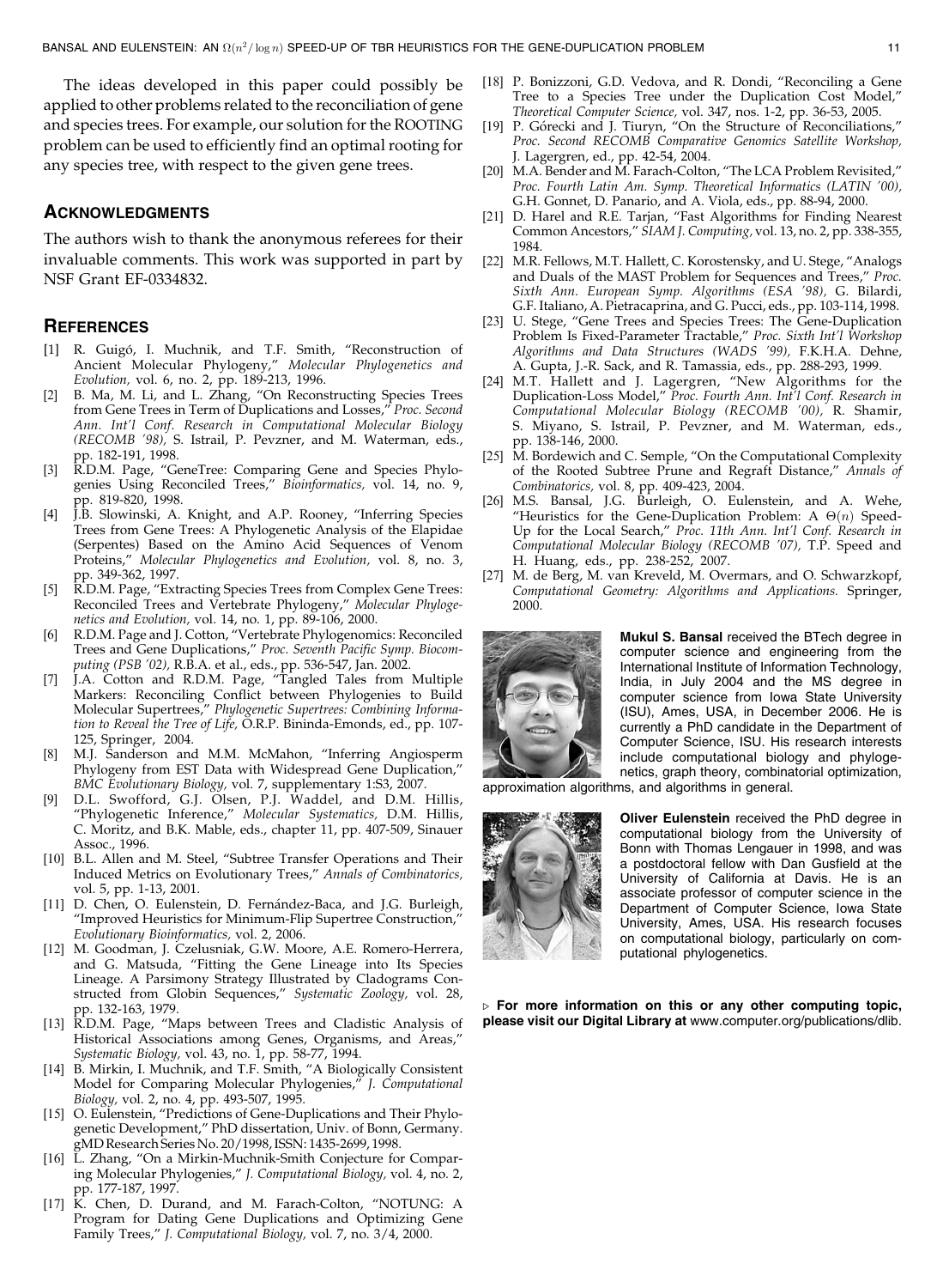The ideas developed in this paper could possibly be applied to other problems related to the reconciliation of gene and species trees. For example, our solution for the ROOTING problem can be used to efficiently find an optimal rooting for any species tree, with respect to the given gene trees.

## Acknowledgments

The authors wish to thank the anonymous referees for their invaluable comments. This work was supported in part by NSF Grant EF-0334832.

## References

[1] R. Guigó, I. Muchnik, and T.F. Smith, "Reconstruction of Ancient Molecular Phylogeny," *Molecular Phylogenetics and Evolution,* vol. 6, no. 2, pp. 189-213, 1996.

[2] B. Ma, M. Li, and L. Zhang, "On Reconstructing Species Trees from Gene Trees in Term of Duplications and Losses," *Proc. Second Ann. Int'l Conf. Research in Computational Molecular Biology (RECOMB '98),* S. Istrail, P. Pevzner, and M. Waterman, eds., pp. 182-191, 1998.

[3] R.D.M. Page, "GeneTree: Comparing Gene and Species Phylogenies Using Reconciled Trees," *Bioinformatics,* vol. 14, no. 9, pp. 819-820, 1998.

[4] J.B. Slowinski, A. Knight, and A.P. Rooney, "Inferring Species Trees from Gene Trees: A Phylogenetic Analysis of the Elapidae (Serpentes) Based on the Amino Acid Sequences of Venom Proteins," *Molecular Phylogenetics and Evolution,* vol. 8, no. 3, pp. 349-362, 1997.

[5] R.D.M. Page, "Extracting Species Trees from Complex Gene Trees: Reconciled Trees and Vertebrate Phylogeny," *Molecular Phylogenetics and Evolution,* vol. 14, no. 1, pp. 89-106, 2000.

[6] R.D.M. Page and J. Cotton, "Vertebrate Phylogenomics: Reconciled Trees and Gene Duplications," *Proc. Seventh Pacific Symp. Biocomputing (PSB '02),* R.B.A. et al., eds., pp. 536-547, Jan. 2002.

[7] J.A. Cotton and R.D.M. Page, "Tangled Tales from Multiple Markers: Reconciling Conflict between Phylogenies to Build Molecular Supertrees," *Phylogenetic Supertrees: Combining Information to Reveal the Tree of Life,* O.R.P. Bininda-Emonds, ed., pp. 107-125, Springer, 2004.

[8] M.J. Sanderson and M.M. McMahon, "Inferring Angiosperm Phylogeny from EST Data with Widespread Gene Duplication," *BMC Evolutionary Biology,* vol. 7, supplementary 1:S3, 2007.

[9] D.L. Swofford, G.J. Olsen, P.J. Waddel, and D.M. Hillis, "Phylogenetic Inference," *Molecular Systematics,* D.M. Hillis, C. Moritz, and B.K. Mable, eds., chapter 11, pp. 407-509, Sinauer Assoc., 1996.

[10] B.L. Allen and M. Steel, "Subtree Transfer Operations and Their Induced Metrics on Evolutionary Trees," *Annals of Combinatorics,* vol. 5, pp. 1-13, 2001.

[11] D. Chen, O. Eulenstein, D. Fernández-Baca, and J.G. Burleigh, "Improved Heuristics for Minimum-Flip Supertree Construction," *Evolutionary Bioinformatics,* vol. 2, 2006.

[12] M. Goodman, J. Czelusniak, G.W. Moore, A.E. Romero-Herrera, and G. Matsuda, "Fitting the Gene Lineage into Its Species Lineage. A Parsimony Strategy Illustrated by Cladograms Constructed from Globin Sequences," *Systematic Zoology,* vol. 28, pp. 132-163, 1979.

[13] R.D.M. Page, "Maps between Trees and Cladistic Analysis of Historical Associations among Genes, Organisms, and Areas," *Systematic Biology,* vol. 43, no. 1, pp. 58-77, 1994.

[14] B. Mirkin, I. Muchnik, and T.F. Smith, "A Biologically Consistent Model for Comparing Molecular Phylogenies," *J. Computational Biology,* vol. 2, no. 4, pp. 493-507, 1995.

[15] O. Eulenstein, "Predictions of Gene-Duplications and Their Phylogenetic Development," PhD dissertation, Univ. of Bonn, Germany. gMD Research Series No. 20/1998, ISSN: 1435-2699, 1998.

[16] L. Zhang, "On a Mirkin-Muchnik-Smith Conjecture for Comparing Molecular Phylogenies," *J. Computational Biology,* vol. 4, no. 2, pp. 177-187, 1997.

[17] K. Chen, D. Durand, and M. Farach-Colton, "NOTUNG: A Program for Dating Gene Duplications and Optimizing Gene Family Trees," *J. Computational Biology,* vol. 7, no. 3/4, 2000.

[18] P. Bonizzoni, G.D. Vedova, and R. Dondi, "Reconciling a Gene Tree to a Species Tree under the Duplication Cost Model," *Theoretical Computer Science,* vol. 347, nos. 1-2, pp. 36-53, 2005.

[19] P. Górecki and J. Tiuryn, "On the Structure of Reconciliations," *Proc. Second RECOMB Comparative Genomics Satellite Workshop,* J. Lagergren, ed., pp. 42-54, 2004.

[20] M.A. Bender and M. Farach-Colton, "The LCA Problem Revisited," *Proc. Fourth Latin Am. Symp. Theoretical Informatics (LATIN '00),* G.H. Gonnet, D. Panario, and A. Viola, eds., pp. 88-94, 2000.

[21] D. Harel and R.E. Tarjan, "Fast Algorithms for Finding Nearest Common Ancestors," *SIAM J. Computing,* vol. 13, no. 2, pp. 338-355, 1984.

[22] M.R. Fellows, M.T. Hallett, C. Korostensky, and U. Stege, "Analogs and Duals of the MAST Problem for Sequences and Trees," *Proc. Sixth Ann. European Symp. Algorithms (ESA '98),* G. Bilardi, G.F. Italiano, A. Pietracaprina, and G. Pucci, eds., pp. 103-114, 1998.

[23] U. Stege, "Gene-Duplication and Species Trees: The Gene-Duplication Problem Is Fixed-Parameter Tractable," *Proc. Sixth Int'l Workshop Algorithms and Data Structures (WADS '99),* F.K.H.A. Dehne, A. Gupta, J.-R. Sack, and R. Tamassia, eds., pp. 288-293, 1999.

[24] M.T. Hallett and J. Lagergren, "New Algorithms for the Duplication-Loss Model," *Proc. Fourth Ann. Int'l Conf. Research in Computational Molecular Biology (RECOMB '00),* R. Shamir, S. Miyano, S. Istrail, P. Pevzner, and M. Waterman, eds., pp. 138-146, 2000.

[25] M. Bordewich and C. Semple, "On the Computational Complexity of the Rooted Subtree Prune and Regraft Distance," *Annals of Combinatorics,* vol. 8, pp. 409-423, 2004.

[26] M.S. Bansal, J.G. Burleigh, O. Eulenstein, and A. Wehe, "Heuristics for the Gene-Duplication Problem: A $\Theta(n)$ Speed-Up for the Local Search," *Proc. 11th Ann. Int'l Conf. Research in Computational Molecular Biology (RECOMB '07),* T.P. Speed and H. Huang, eds., pp. 238-252, 2007.

[27] M. de Berg, M. van Kreveld, M. Overmars, and O. Schwarzkopf, *Computational Geometry: Algorithms and Applications.* Springer, 2000.

**Mukul S. Bansal** received the BTech degree in computer science and engineering from the International Institute of Information Technology, India, in July 2004 and the MS degree in computer science from Iowa State University (ISU), Ames, USA, in December 2006. He is currently a PhD candidate in the Department of Computer Science, ISU. His research interests include computational biology and phylogenetics, graph theory, combinatorial optimization, approximation algorithms, and algorithms in general.

**Oliver Eulenstein** received the PhD degree in computational biology from the University of Bonn with Thomas Lengauer in 1998, and was a postdoctoral fellow with Dan Gusfield at the University of California at Davis. He is an associate professor of computer science in the Department of Computer Science, Iowa State University, Ames, USA. His research focuses on computational biology, particularly on computational phylogenetics.

▷ **For more information on this or any other computing topic, please visit our Digital Library at** www.computer.org/publications/dlib.